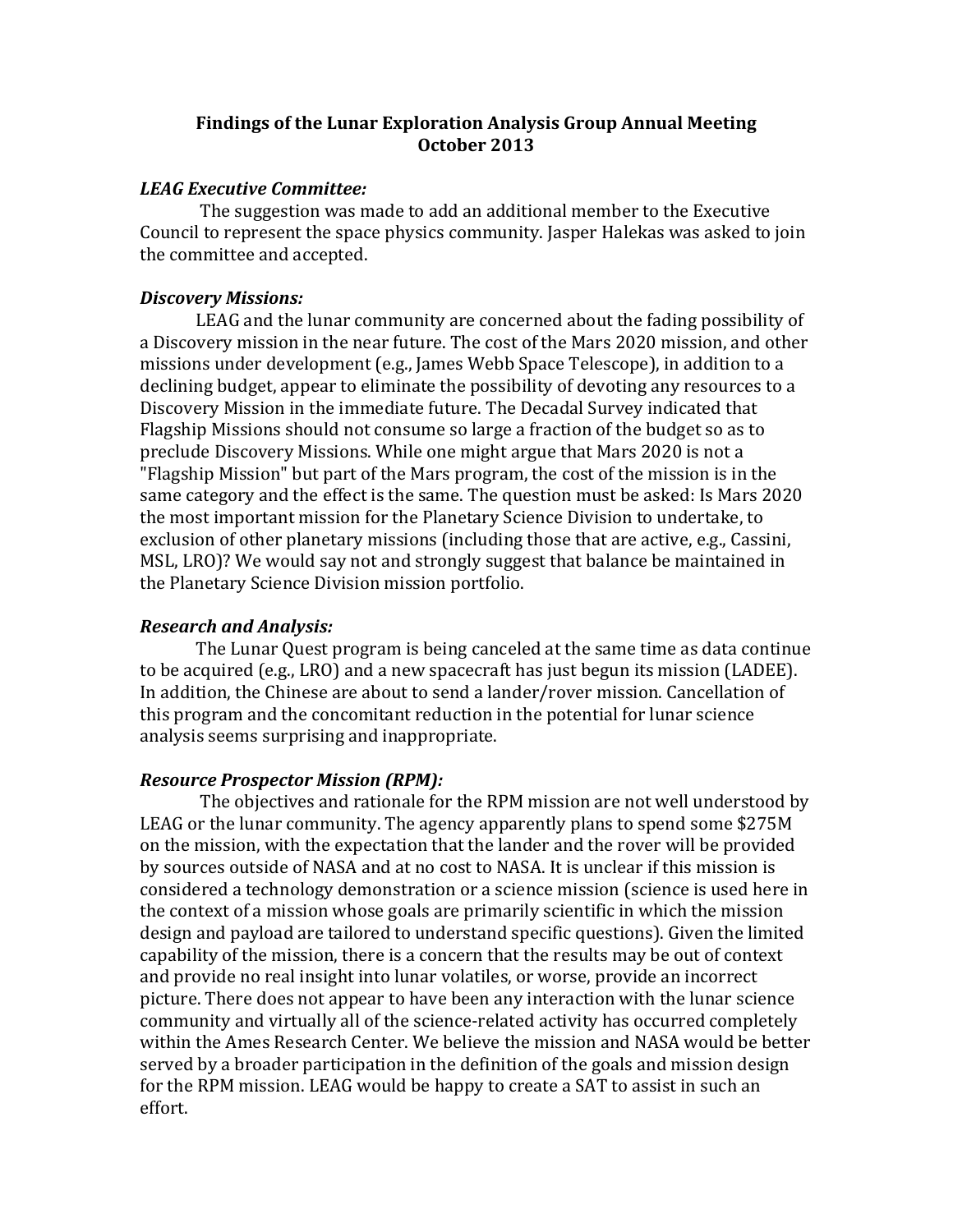# Findings of the Lunar Exploration Analysis Group Annual Meeting October 2013

***LEAG Executive Committee:***

The suggestion was made to add an additional member to the Executive Council to represent the space physics community. Jasper Halekas was asked to join the committee and accepted.

***Discovery Missions:***

LEAG and the lunar community are concerned about the fading possibility of a Discovery mission in the near future. The cost of the Mars 2020 mission, and other missions under development (e.g., James Webb Space Telescope), in addition to a declining budget, appear to eliminate the possibility of devoting any resources to a Discovery Mission in the immediate future. The Decadal Survey indicated that Flagship Missions should not consume so large a fraction of the budget so as to preclude Discovery Missions. While one might argue that Mars 2020 is not a "Flagship Mission" but part of the Mars program, the cost of the mission is in the same category and the effect is the same. The question must be asked: Is Mars 2020 the most important mission for the Planetary Science Division to undertake, to exclusion of other planetary missions (including those that are active, e.g., Cassini, MSL, LRO)? We would say not and strongly suggest that balance be maintained in the Planetary Science Division mission portfolio.

***Research and Analysis:***

The Lunar Quest program is being canceled at the same time as data continue to be acquired (e.g., LRO) and a new spacecraft has just begun its mission (LADEE). In addition, the Chinese are about to send a lander/rover mission. Cancellation of this program and the concomitant reduction in the potential for lunar science analysis seems surprising and inappropriate.

***Resource Prospector Mission (RPM):***

The objectives and rationale for the RPM mission are not well understood by LEAG or the lunar community. The agency apparently plans to spend some $275M on the mission, with the expectation that the lander and the rover will be provided by sources outside of NASA and at no cost to NASA. It is unclear if this mission is considered a technology demonstration or a science mission (science is used here in the context of a mission whose goals are primarily scientific in which the mission design and payload are tailored to understand specific questions). Given the limited capability of the mission, there is a concern that the results may be out of context and provide no real insight into lunar volatiles, or worse, provide an incorrect picture. There does not appear to have been any interaction with the lunar science community and virtually all of the science-related activity has occurred completely within the Ames Research Center. We believe the mission and NASA would be better served by a broader participation in the definition of the goals and mission design for the RPM mission. LEAG would be happy to create a SAT to assist in such an effort.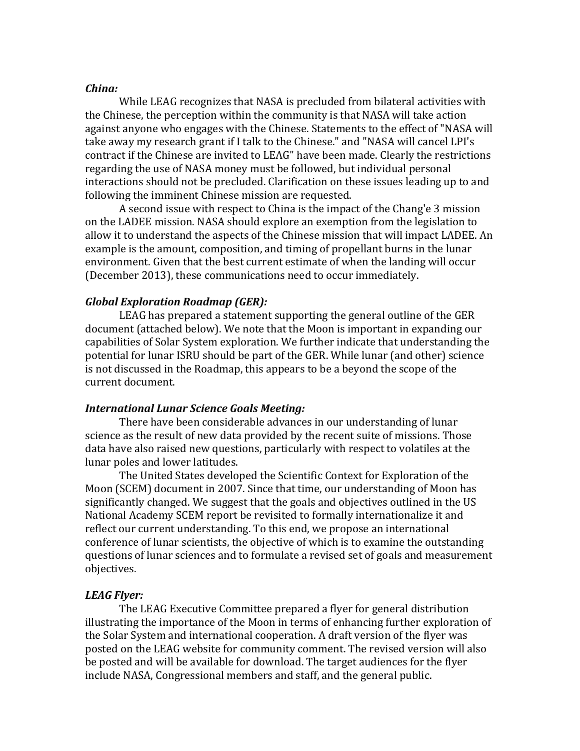***China:***

While LEAG recognizes that NASA is precluded from bilateral activities with the Chinese, the perception within the community is that NASA will take action against anyone who engages with the Chinese. Statements to the effect of "NASA will take away my research grant if I talk to the Chinese." and "NASA will cancel LPI's contract if the Chinese are invited to LEAG" have been made. Clearly the restrictions regarding the use of NASA money must be followed, but individual personal interactions should not be precluded. Clarification on these issues leading up to and following the imminent Chinese mission are requested.

A second issue with respect to China is the impact of the Chang'e 3 mission on the LADEE mission. NASA should explore an exemption from the legislation to allow it to understand the aspects of the Chinese mission that will impact LADEE. An example is the amount, composition, and timing of propellant burns in the lunar environment. Given that the best current estimate of when the landing will occur (December 2013), these communications need to occur immediately.

***Global Exploration Roadmap (GER):***

LEAG has prepared a statement supporting the general outline of the GER document (attached below). We note that the Moon is important in expanding our capabilities of Solar System exploration. We further indicate that understanding the potential for lunar ISRU should be part of the GER. While lunar (and other) science is not discussed in the Roadmap, this appears to be a beyond the scope of the current document.

***International Lunar Science Goals Meeting:***

There have been considerable advances in our understanding of lunar science as the result of new data provided by the recent suite of missions. Those data have also raised new questions, particularly with respect to volatiles at the lunar poles and lower latitudes.

The United States developed the Scientific Context for Exploration of the Moon (SCEM) document in 2007. Since that time, our understanding of Moon has significantly changed. We suggest that the goals and objectives outlined in the US National Academy SCEM report be revisited to formally internationalize it and reflect our current understanding. To this end, we propose an international conference of lunar scientists, the objective of which is to examine the outstanding questions of lunar sciences and to formulate a revised set of goals and measurement objectives.

***LEAG Flyer:***

The LEAG Executive Committee prepared a flyer for general distribution illustrating the importance of the Moon in terms of enhancing further exploration of the Solar System and international cooperation. A draft version of the flyer was posted on the LEAG website for community comment. The revised version will also be posted and will be available for download. The target audiences for the flyer include NASA, Congressional members and staff, and the general public.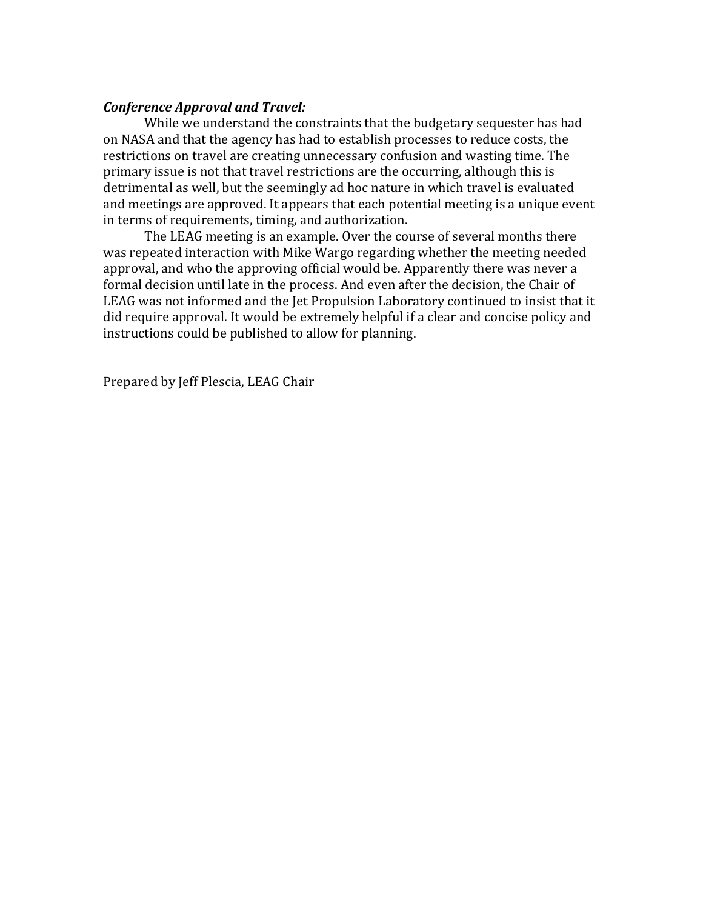***Conference Approval and Travel:***

While we understand the constraints that the budgetary sequester has had on NASA and that the agency has had to establish processes to reduce costs, the restrictions on travel are creating unnecessary confusion and wasting time. The primary issue is not that travel restrictions are the occurring, although this is detrimental as well, but the seemingly ad hoc nature in which travel is evaluated and meetings are approved. It appears that each potential meeting is a unique event in terms of requirements, timing, and authorization.

The LEAG meeting is an example. Over the course of several months there was repeated interaction with Mike Wargo regarding whether the meeting needed approval, and who the approving official would be. Apparently there was never a formal decision until late in the process. And even after the decision, the Chair of LEAG was not informed and the Jet Propulsion Laboratory continued to insist that it did require approval. It would be extremely helpful if a clear and concise policy and instructions could be published to allow for planning.

Prepared by Jeff Plescia, LEAG Chair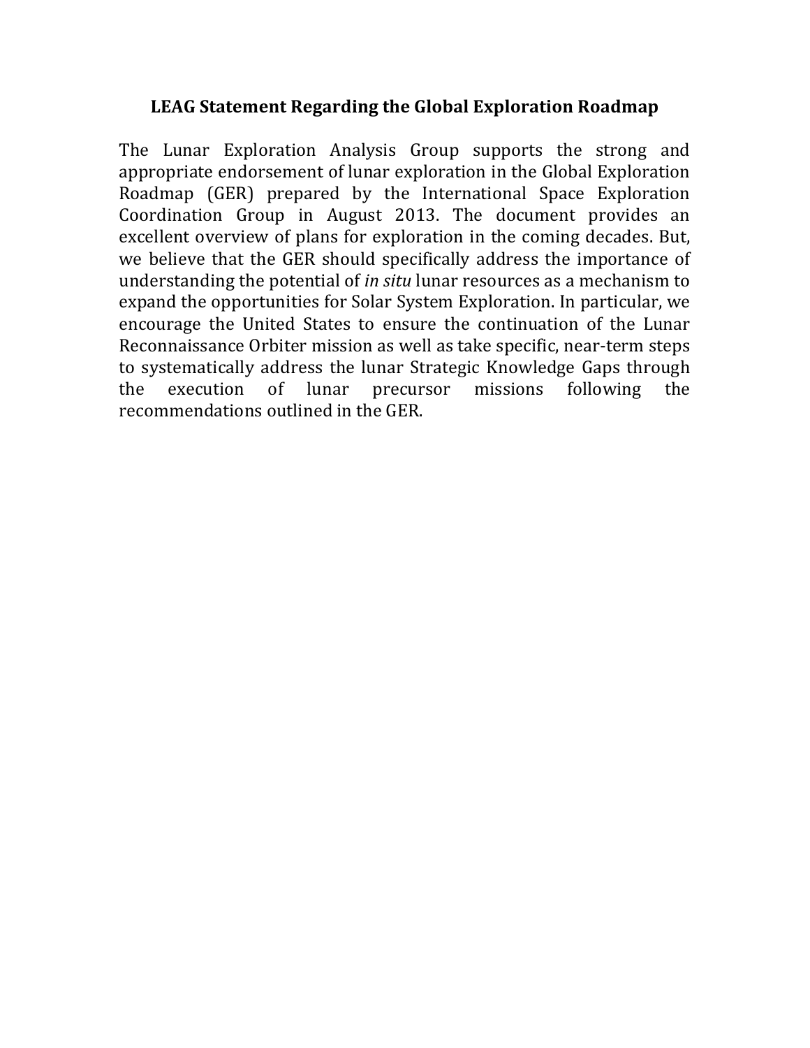# LEAG Statement Regarding the Global Exploration Roadmap

The Lunar Exploration Analysis Group supports the strong and appropriate endorsement of lunar exploration in the Global Exploration Roadmap (GER) prepared by the International Space Exploration Coordination Group in August 2013. The document provides an excellent overview of plans for exploration in the coming decades. But, we believe that the GER should specifically address the importance of understanding the potential of *in situ* lunar resources as a mechanism to expand the opportunities for Solar System Exploration. In particular, we encourage the United States to ensure the continuation of the Lunar Reconnaissance Orbiter mission as well as take specific, near-term steps to systematically address the lunar Strategic Knowledge Gaps through the execution of lunar precursor missions following the recommendations outlined in the GER.